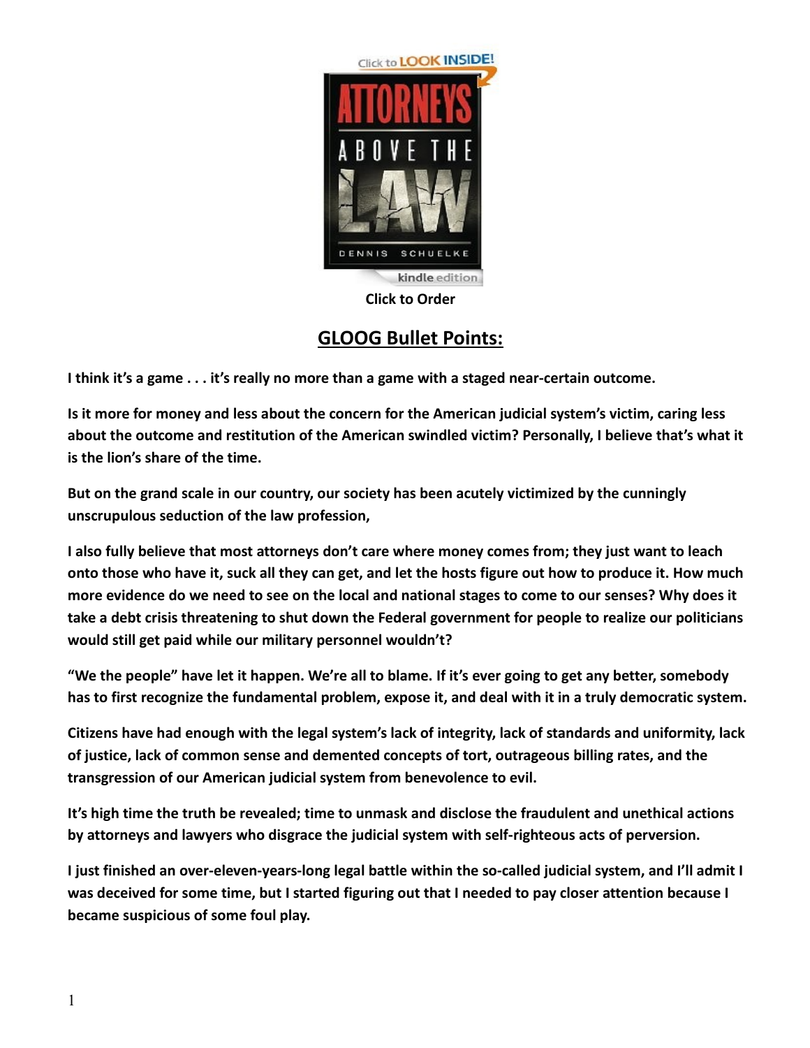Click to Order

## GLOOG Bullet Points:

**I think it's a game . . . it's really no more than a game with a staged near-certain outcome.**

**Is it more for money and less about the concern for the American judicial system's victim, caring less about the outcome and restitution of the American swindled victim? Personally, I believe that's what it is the lion's share of the time.**

**But on the grand scale in our country, our society has been acutely victimized by the cunningly unscrupulous seduction of the law profession,**

**I also fully believe that most attorneys don't care where money comes from; they just want to leach onto those who have it, suck all they can get, and let the hosts figure out how to produce it. How much more evidence do we need to see on the local and national stages to come to our senses? Why does it take a debt crisis threatening to shut down the Federal government for people to realize our politicians would still get paid while our military personnel wouldn't?**

**"We the people" have let it happen. We're all to blame. If it's ever going to get any better, somebody has to first recognize the fundamental problem, expose it, and deal with it in a truly democratic system.**

**Citizens have had enough with the legal system's lack of integrity, lack of standards and uniformity, lack of justice, lack of common sense and demented concepts of tort, outrageous billing rates, and the transgression of our American judicial system from benevolence to evil.**

**It's high time the truth be revealed; time to unmask and disclose the fraudulent and unethical actions by attorneys and lawyers who disgrace the judicial system with self-righteous acts of perversion.**

**I just finished an over-eleven-years-long legal battle within the so-called judicial system, and I'll admit I was deceived for some time, but I started figuring out that I needed to pay closer attention because I became suspicious of some foul play.**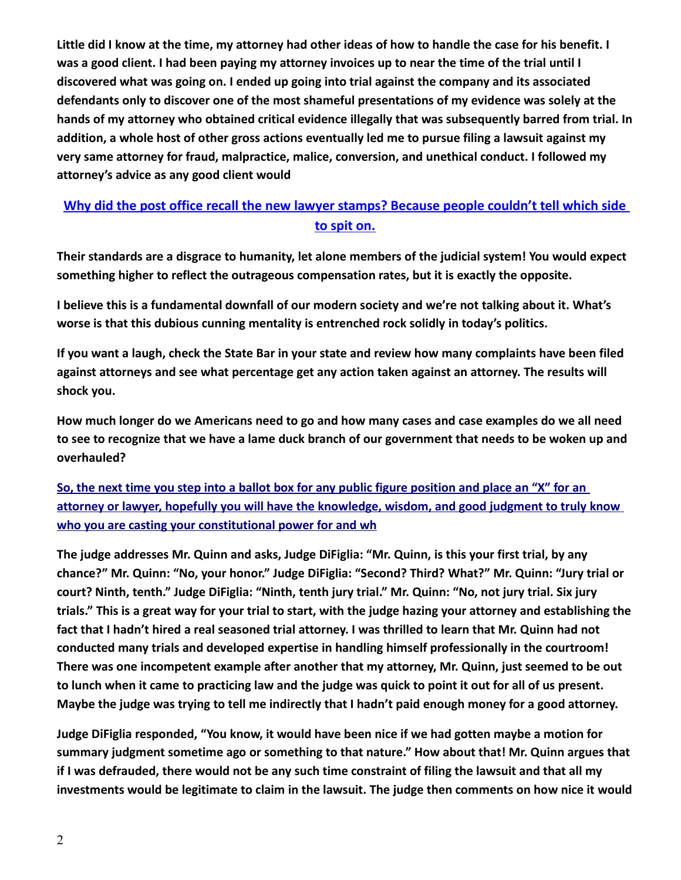**Little did I know at the time, my attorney had other ideas of how to handle the case for his benefit. I was a good client. I had been paying my attorney invoices up to near the time of the trial until I discovered what was going on. I ended up going into trial against the company and its associated defendants only to discover one of the most shameful presentations of my evidence was solely at the hands of my attorney who obtained critical evidence illegally that was subsequently barred from trial. In addition, a whole host of other gross actions eventually led me to pursue filing a lawsuit against my very same attorney for fraud, malpractice, malice, conversion, and unethical conduct. I followed my attorney's advice as any good client would**

**Why did the post office recall the new lawyer stamps? Because people couldn't tell which side to spit on.**

**Their standards are a disgrace to humanity, let alone members of the judicial system! You would expect something higher to reflect the outrageous compensation rates, but it is exactly the opposite.**

**I believe this is a fundamental downfall of our modern society and we're not talking about it. What's worse is that this dubious cunning mentality is entrenched rock solidly in today's politics.**

**If you want a laugh, check the State Bar in your state and review how many complaints have been filed against attorneys and see what percentage get any action taken against an attorney. The results will shock you.**

**How much longer do we Americans need to go and how many cases and case examples do we all need to see to recognize that we have a lame duck branch of our government that needs to be woken up and overhauled?**

**So, the next time you step into a ballot box for any public figure position and place an "X" for an attorney or lawyer, hopefully you will have the knowledge, wisdom, and good judgment to truly know who you are casting your constitutional power for and wh**

**The judge addresses Mr. Quinn and asks, Judge DiFiglia: "Mr. Quinn, is this your first trial, by any chance?" Mr. Quinn: "No, your honor." Judge DiFiglia: "Second? Third? What?" Mr. Quinn: "Jury trial or court? Ninth, tenth." Judge DiFiglia: "Ninth, tenth jury trial." Mr. Quinn: "No, not jury trial. Six jury trials." This is a great way for your trial to start, with the judge hazing your attorney and establishing the fact that I hadn't hired a real seasoned trial attorney. I was thrilled to learn that Mr. Quinn had not conducted many trials and developed expertise in handling himself professionally in the courtroom! There was one incompetent example after another that my attorney, Mr. Quinn, just seemed to be out to lunch when it came to practicing law and the judge was quick to point it out for all of us present. Maybe the judge was trying to tell me indirectly that I hadn't paid enough money for a good attorney.**

**Judge DiFiglia responded, "You know, it would have been nice if we had gotten maybe a motion for summary judgment sometime ago or something to that nature." How about that! Mr. Quinn argues that if I was defrauded, there would not be any such time constraint of filing the lawsuit and that all my investments would be legitimate to claim in the lawsuit. The judge then comments on how nice it would**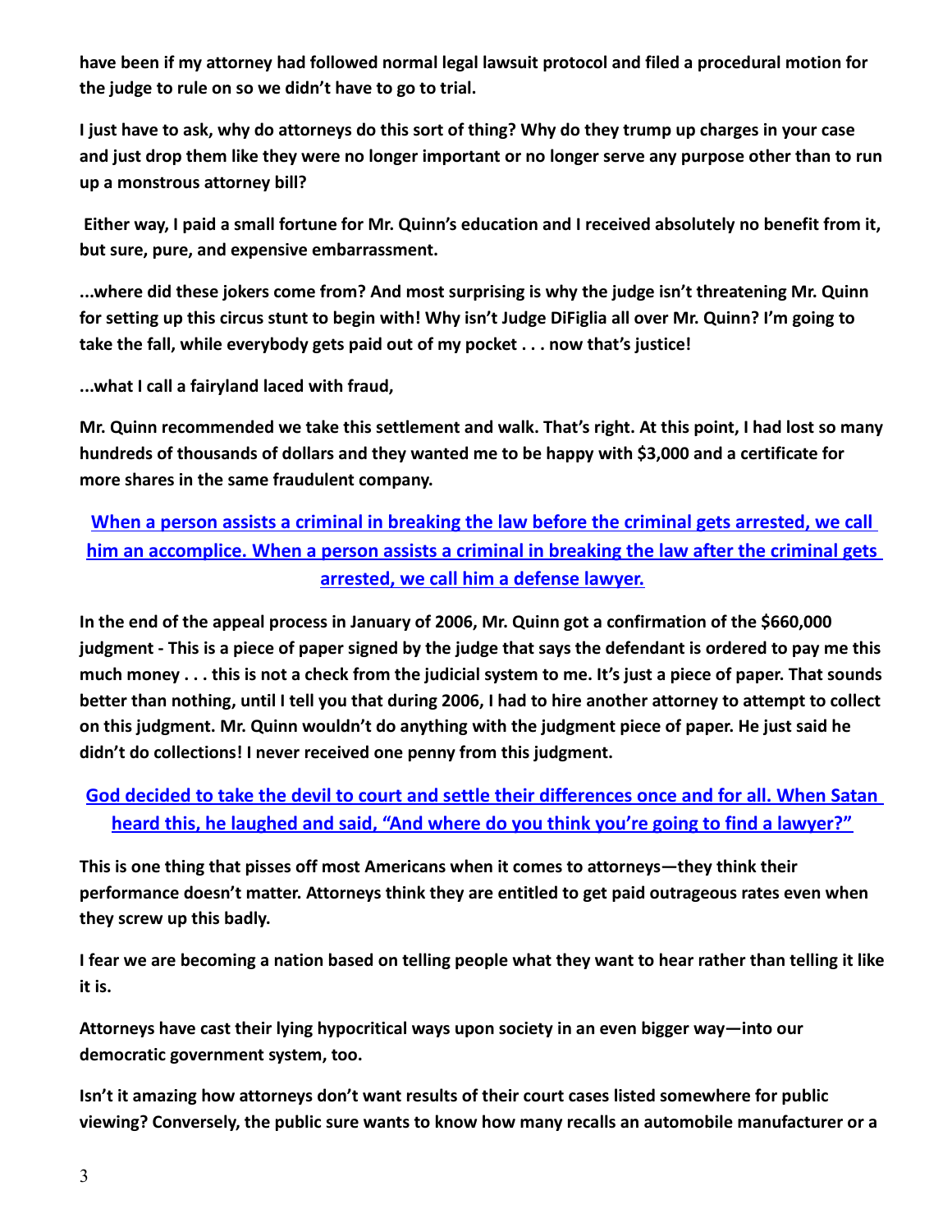**have been if my attorney had followed normal legal lawsuit protocol and filed a procedural motion for the judge to rule on so we didn't have to go to trial.**

**I just have to ask, why do attorneys do this sort of thing? Why do they trump up charges in your case and just drop them like they were no longer important or no longer serve any purpose other than to run up a monstrous attorney bill?**

**Either way, I paid a small fortune for Mr. Quinn's education and I received absolutely no benefit from it, but sure, pure, and expensive embarrassment.**

**...where did these jokers come from? And most surprising is why the judge isn't threatening Mr. Quinn for setting up this circus stunt to begin with! Why isn't Judge DiFiglia all over Mr. Quinn? I'm going to take the fall, while everybody gets paid out of my pocket . . . now that's justice!**

**...what I call a fairyland laced with fraud,**

**Mr. Quinn recommended we take this settlement and walk. That's right. At this point, I had lost so many hundreds of thousands of dollars and they wanted me to be happy with $3,000 and a certificate for more shares in the same fraudulent company.**

**When a person assists a criminal in breaking the law before the criminal gets arrested, we call him an accomplice. When a person assists a criminal in breaking the law after the criminal gets arrested, we call him a defense lawyer.**

**In the end of the appeal process in January of 2006, Mr. Quinn got a confirmation of the $660,000 judgment - This is a piece of paper signed by the judge that says the defendant is ordered to pay me this much money . . . this is not a check from the judicial system to me. It's just a piece of paper. That sounds better than nothing, until I tell you that during 2006, I had to hire another attorney to attempt to collect on this judgment. Mr. Quinn wouldn't do anything with the judgment piece of paper. He just said he didn't do collections! I never received one penny from this judgment.**

**God decided to take the devil to court and settle their differences once and for all. When Satan heard this, he laughed and said, "And where do you think you're going to find a lawyer?"**

**This is one thing that pisses off most Americans when it comes to attorneys—they think their performance doesn't matter. Attorneys think they are entitled to get paid outrageous rates even when they screw up this badly.**

**I fear we are becoming a nation based on telling people what they want to hear rather than telling it like it is.**

**Attorneys have cast their lying hypocritical ways upon society in an even bigger way—into our democratic government system, too.**

**Isn't it amazing how attorneys don't want results of their court cases listed somewhere for public viewing? Conversely, the public sure wants to know how many recalls an automobile manufacturer or a**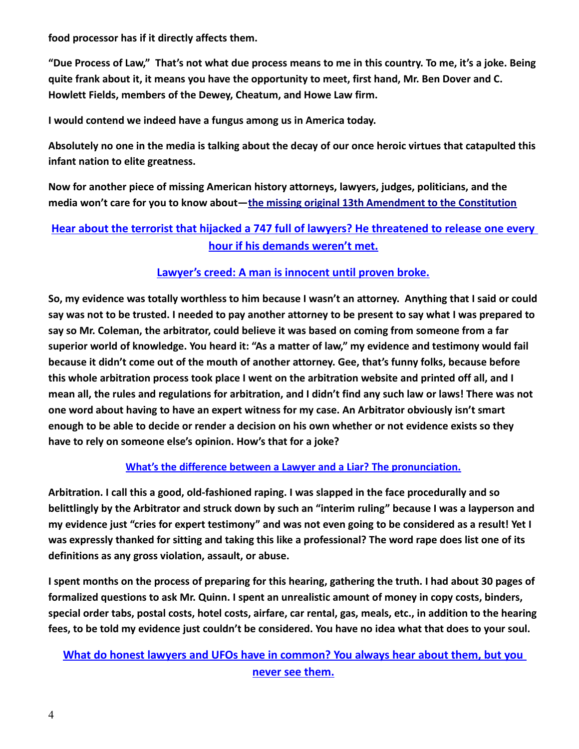**food processor has if it directly affects them.**

**"Due Process of Law," That's not what due process means to me in this country. To me, it's a joke. Being quite frank about it, it means you have the opportunity to meet, first hand, Mr. Ben Dover and C. Howlett Fields, members of the Dewey, Cheatum, and Howe Law firm.**

**I would contend we indeed have a fungus among us in America today.**

**Absolutely no one in the media is talking about the decay of our once heroic virtues that catapulted this infant nation to elite greatness.**

**Now for another piece of missing American history attorneys, lawyers, judges, politicians, and the media won't care for you to know about—the missing original 13th Amendment to the Constitution**

**Hear about the terrorist that hijacked a 747 full of lawyers? He threatened to release one every hour if his demands weren't met.**

**Lawyer's creed: A man is innocent until proven broke.**

**So, my evidence was totally worthless to him because I wasn't an attorney. Anything that I said or could say was not to be trusted. I needed to pay another attorney to be present to say what I was prepared to say so Mr. Coleman, the arbitrator, could believe it was based on coming from someone from a far superior world of knowledge. You heard it: "As a matter of law," my evidence and testimony would fail because it didn't come out of the mouth of another attorney. Gee, that's funny folks, because before this whole arbitration process took place I went on the arbitration website and printed off all, and I mean all, the rules and regulations for arbitration, and I didn't find any such law or laws! There was not one word about having to have an expert witness for my case. An Arbitrator obviously isn't smart enough to be able to decide or render a decision on his own whether or not evidence exists so they have to rely on someone else's opinion. How's that for a joke?**

**What's the difference between a Lawyer and a Liar? The pronunciation.**

**Arbitration. I call this a good, old-fashioned raping. I was slapped in the face procedurally and so belittlingly by the Arbitrator and struck down by such an "interim ruling" because I was a layperson and my evidence just "cries for expert testimony" and was not even going to be considered as a result! Yet I was expressly thanked for sitting and taking this like a professional? The word rape does list one of its definitions as any gross violation, assault, or abuse.**

**I spent months on the process of preparing for this hearing, gathering the truth. I had about 30 pages of formalized questions to ask Mr. Quinn. I spent an unrealistic amount of money in copy costs, binders, special order tabs, postal costs, hotel costs, airfare, car rental, gas, meals, etc., in addition to the hearing fees, to be told my evidence just couldn't be considered. You have no idea what that does to your soul.**

**What do honest lawyers and UFOs have in common? You always hear about them, but you never see them.**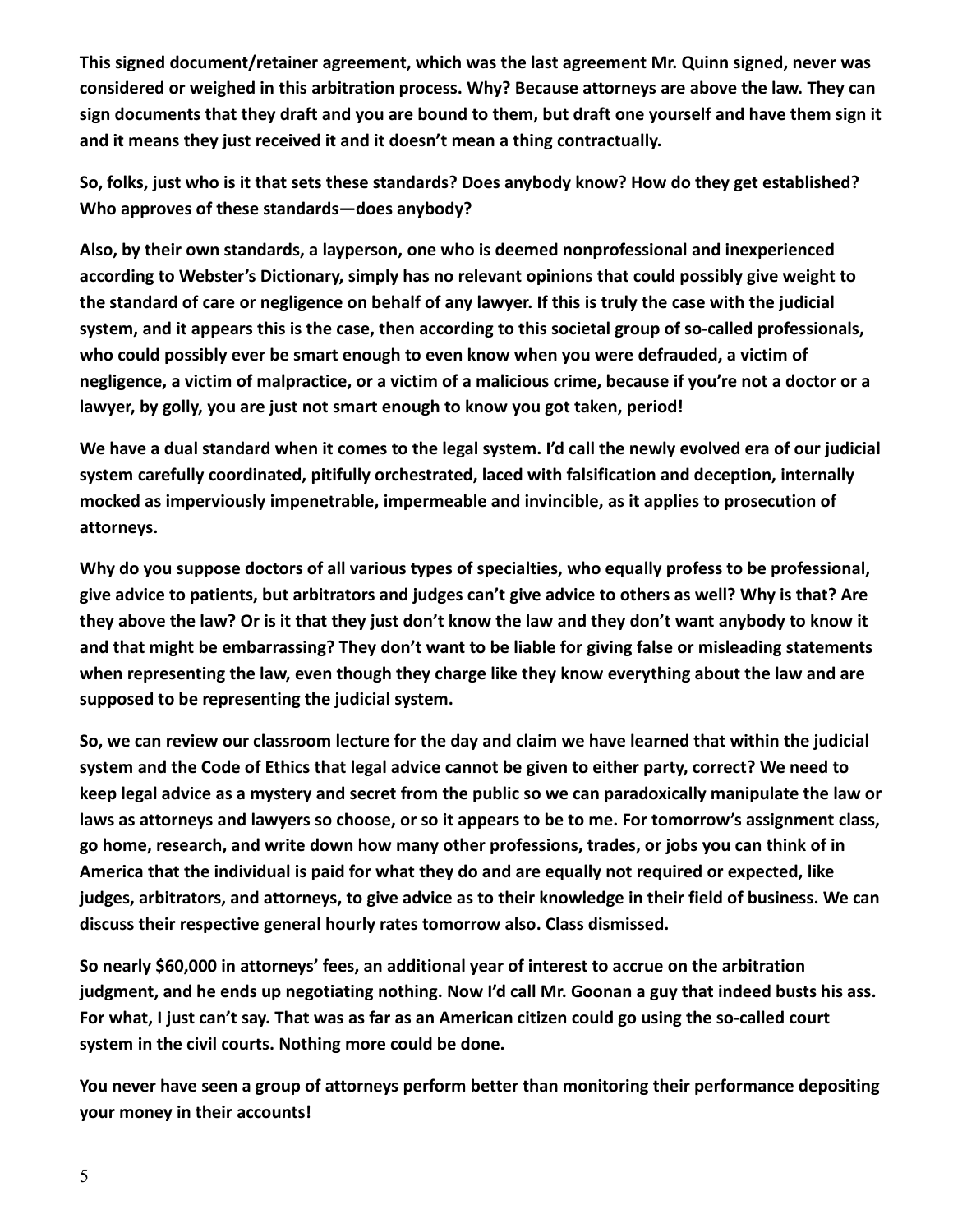**This signed document/retainer agreement, which was the last agreement Mr. Quinn signed, never was considered or weighed in this arbitration process. Why? Because attorneys are above the law. They can sign documents that they draft and you are bound to them, but draft one yourself and have them sign it and it means they just received it and it doesn't mean a thing contractually.**

**So, folks, just who is it that sets these standards? Does anybody know? How do they get established? Who approves of these standards—does anybody?**

**Also, by their own standards, a layperson, one who is deemed nonprofessional and inexperienced according to Webster's Dictionary, simply has no relevant opinions that could possibly give weight to the standard of care or negligence on behalf of any lawyer. If this is truly the case with the judicial system, and it appears this is the case, then according to this societal group of so-called professionals, who could possibly ever be smart enough to even know when you were defrauded, a victim of negligence, a victim of malpractice, or a victim of a malicious crime, because if you're not a doctor or a lawyer, by golly, you are just not smart enough to know you got taken, period!**

**We have a dual standard when it comes to the legal system. I'd call the newly evolved era of our judicial system carefully coordinated, pitifully orchestrated, laced with falsification and deception, internally mocked as imperviously impenetrable, impermeable and invincible, as it applies to prosecution of attorneys.**

**Why do you suppose doctors of all various types of specialties, who equally profess to be professional, give advice to patients, but arbitrators and judges can't give advice to others as well? Why is that? Are they above the law? Or is it that they just don't know the law and they don't want anybody to know it and that might be embarrassing? They don't want to be liable for giving false or misleading statements when representing the law, even though they charge like they know everything about the law and are supposed to be representing the judicial system.**

**So, we can review our classroom lecture for the day and claim we have learned that within the judicial system and the Code of Ethics that legal advice cannot be given to either party, correct? We need to keep legal advice as a mystery and secret from the public so we can paradoxically manipulate the law or laws as attorneys and lawyers so choose, or so it appears to be to me. For tomorrow's assignment class, go home, research, and write down how many other professions, trades, or jobs you can think of in America that the individual is paid for what they do and are equally not required or expected, like judges, arbitrators, and attorneys, to give advice as to their knowledge in their field of business. We can discuss their respective general hourly rates tomorrow also. Class dismissed.**

**So nearly $60,000 in attorneys' fees, an additional year of interest to accrue on the arbitration judgment, and he ends up negotiating nothing. Now I'd call Mr. Goonan a guy that indeed busts his ass. For what, I just can't say. That was as far as an American citizen could go using the so-called court system in the civil courts. Nothing more could be done.**

**You never have seen a group of attorneys perform better than monitoring their performance depositing your money in their accounts!**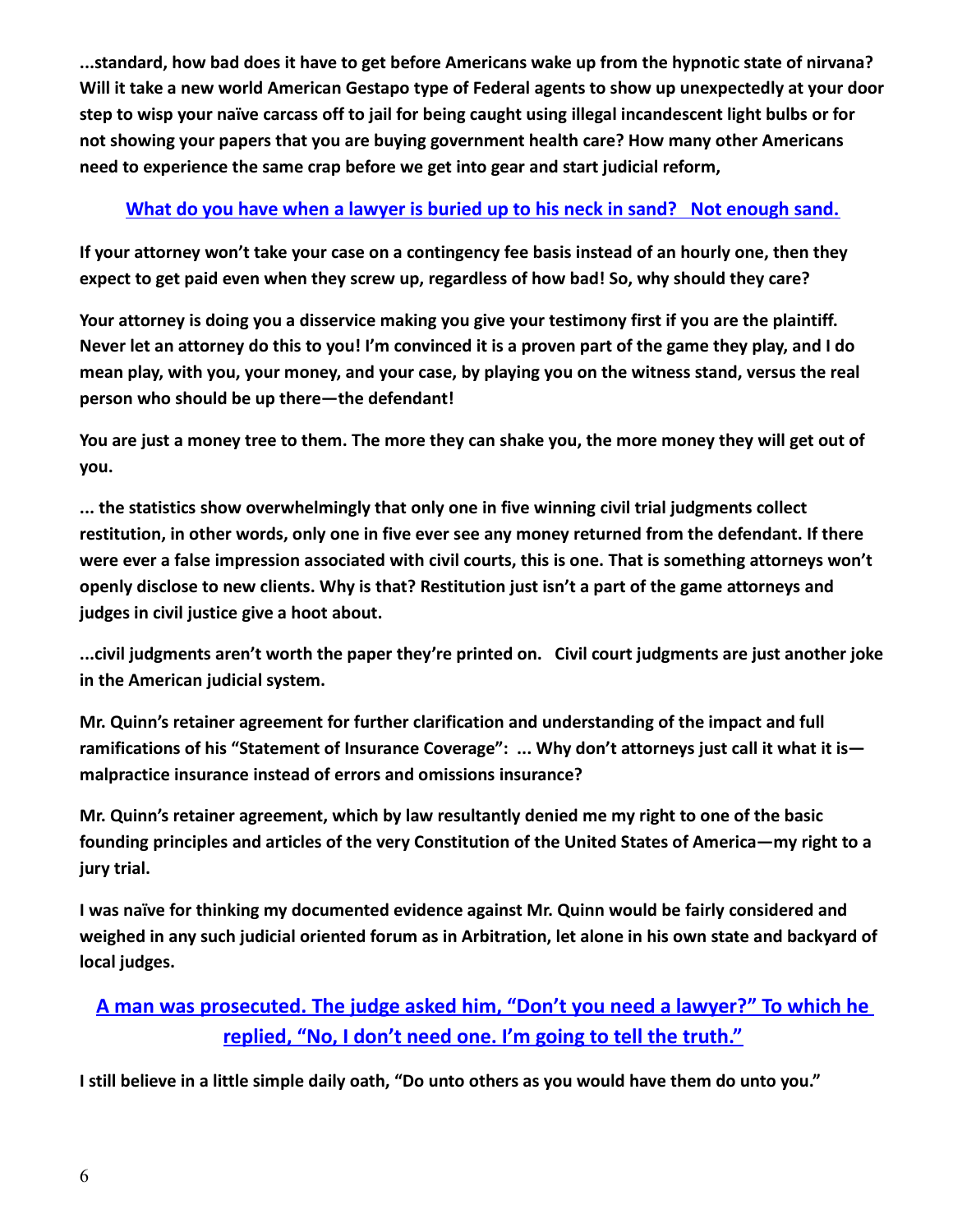**...standard, how bad does it have to get before Americans wake up from the hypnotic state of nirvana? Will it take a new world American Gestapo type of Federal agents to show up unexpectedly at your door step to wisp your naïve carcass off to jail for being caught using illegal incandescent light bulbs or for not showing your papers that you are buying government health care? How many other Americans need to experience the same crap before we get into gear and start judicial reform,**

**What do you have when a lawyer is buried up to his neck in sand? Not enough sand.**

**If your attorney won't take your case on a contingency fee basis instead of an hourly one, then they expect to get paid even when they screw up, regardless of how bad! So, why should they care?**

**Your attorney is doing you a disservice making you give your testimony first if you are the plaintiff. Never let an attorney do this to you! I'm convinced it is a proven part of the game they play, and I do mean play, with you, your money, and your case, by playing you on the witness stand, versus the real person who should be up there—the defendant!**

**You are just a money tree to them. The more they can shake you, the more money they will get out of you.**

**... the statistics show overwhelmingly that only one in five winning civil trial judgments collect restitution, in other words, only one in five ever see any money returned from the defendant. If there were ever a false impression associated with civil courts, this is one. That is something attorneys won't openly disclose to new clients. Why is that? Restitution just isn't a part of the game attorneys and judges in civil justice give a hoot about.**

**...civil judgments aren't worth the paper they're printed on. Civil court judgments are just another joke in the American judicial system.**

**Mr. Quinn's retainer agreement for further clarification and understanding of the impact and full ramifications of his "Statement of Insurance Coverage": ... Why don't attorneys just call it what it is—malpractice insurance instead of errors and omissions insurance?**

**Mr. Quinn's retainer agreement, which by law resultantly denied me my right to one of the basic founding principles and articles of the very Constitution of the United States of America—my right to a jury trial.**

**I was naïve for thinking my documented evidence against Mr. Quinn would be fairly considered and weighed in any such judicial oriented forum as in Arbitration, let alone in his own state and backyard of local judges.**

**A man was prosecuted. The judge asked him, "Don't you need a lawyer?" To which he replied, "No, I don't need one. I'm going to tell the truth."**

**I still believe in a little simple daily oath, "Do unto others as you would have them do unto you."**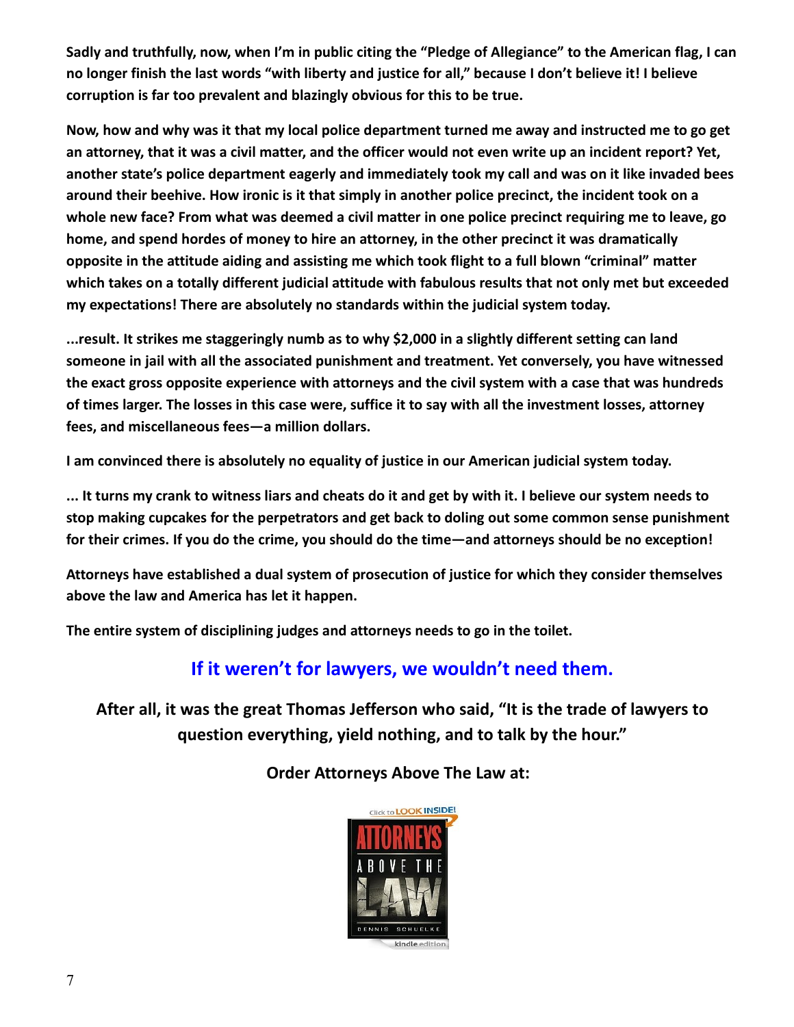**Sadly and truthfully, now, when I'm in public citing the "Pledge of Allegiance" to the American flag, I can no longer finish the last words "with liberty and justice for all," because I don't believe it! I believe corruption is far too prevalent and blazingly obvious for this to be true.**

**Now, how and why was it that my local police department turned me away and instructed me to go get an attorney, that it was a civil matter, and the officer would not even write up an incident report? Yet, another state's police department eagerly and immediately took my call and was on it like invaded bees around their beehive. How ironic is it that simply in another police precinct, the incident took on a whole new face? From what was deemed a civil matter in one police precinct requiring me to leave, go home, and spend hordes of money to hire an attorney, in the other precinct it was dramatically opposite in the attitude aiding and assisting me which took flight to a full blown "criminal" matter which takes on a totally different judicial attitude with fabulous results that not only met but exceeded my expectations! There are absolutely no standards within the judicial system today.**

**...result. It strikes me staggeringly numb as to why $2,000 in a slightly different setting can land someone in jail with all the associated punishment and treatment. Yet conversely, you have witnessed the exact gross opposite experience with attorneys and the civil system with a case that was hundreds of times larger. The losses in this case were, suffice it to say with all the investment losses, attorney fees, and miscellaneous fees—a million dollars.**

**I am convinced there is absolutely no equality of justice in our American judicial system today.**

**... It turns my crank to witness liars and cheats do it and get by with it. I believe our system needs to stop making cupcakes for the perpetrators and get back to doling out some common sense punishment for their crimes. If you do the crime, you should do the time—and attorneys should be no exception!**

**Attorneys have established a dual system of prosecution of justice for which they consider themselves above the law and America has let it happen.**

**The entire system of disciplining judges and attorneys needs to go in the toilet.**

## If it weren't for lawyers, we wouldn't need them.

**After all, it was the great Thomas Jefferson who said, "It is the trade of lawyers to question everything, yield nothing, and to talk by the hour."**

**Order Attorneys Above The Law at:**